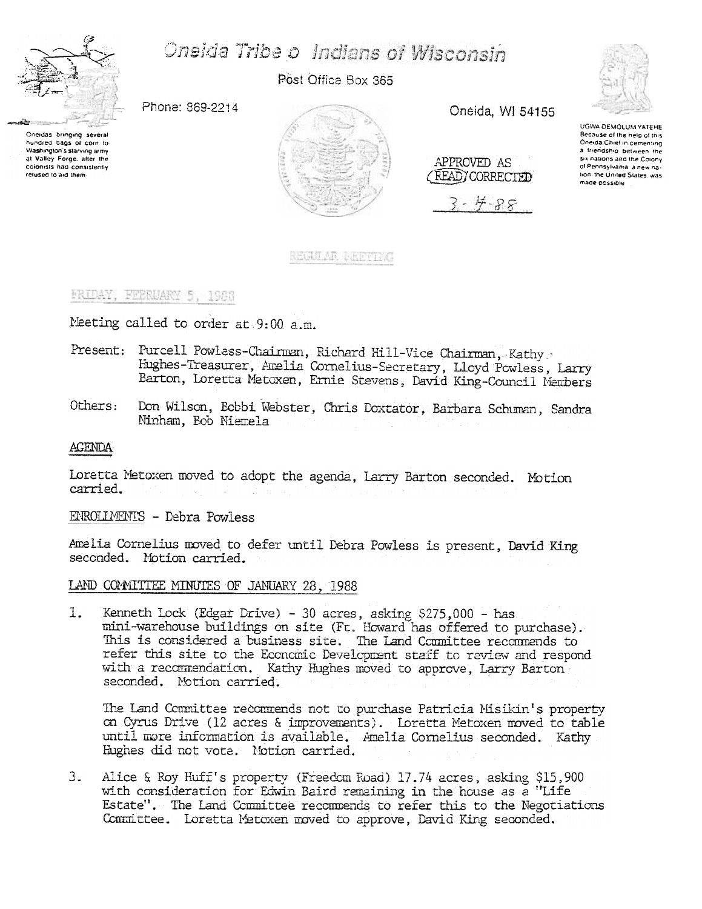# Oneida Tribe of Indians of Wisconsin

Post Office Box 365

Phone: 869-2214

Oneida, WI 54155

Oneidas bringing several hundred bags of corn to Washington's starving army at Valley Forge, after the colonists had consistently refused to aid them

UGWA DEMOLUM YATEHE Because of the help of this Oneida Chief in cementing a friendship between the six nations and the Colony of Pennsylvania, a new nation, the United States, was made possible

APPROVED AS READ/CORRECTED

3-4-88

## REGULAR MEETING

FRIDAY, FEBRUARY 5, 1988

Meeting called to order at 9:00 a.m.

Present: Purcell Powless-Chairman, Richard Hill-Vice Chairman, Kathy Hughes-Treasurer, Amelia Cornelius-Secretary, Lloyd Powless, Larry Barton, Loretta Metoxen, Ernie Stevens, David King-Council Members

Others: Don Wilson, Bobbi Webster, Chris Doxtator, Barbara Schuman, Sandra Ninham, Bob Niemela

### AGENDA

Loretta Metoxen moved to adopt the agenda, Larry Barton seconded. Motion carried.

ENROLLMENTS - Debra Powless

Amelia Cornelius moved to defer until Debra Powless is present, David King seconded. Motion carried.

LAND COMMITTEE MINUTES OF JANUARY 28, 1988

1. Kenneth Lock (Edgar Drive) - 30 acres, asking $275,000 - has mini-warehouse buildings on site (Ft. Howard has offered to purchase). This is considered a business site. The Land Committee recommends to refer this site to the Economic Development staff to review and respond with a recommendation. Kathy Hughes moved to approve, Larry Barton seconded. Motion carried.

   The Land Committee recommends not to purchase Patricia Misikin's property on Cyrus Drive (12 acres & improvements). Loretta Metoxen moved to table until more information is available. Amelia Cornelius seconded. Kathy Hughes did not vote. Motion carried.

3. Alice & Roy Huff's property (Freedom Road) 17.74 acres, asking $15,900 with consideration for Edwin Baird remaining in the house as a "Life Estate". The Land Committee recommends to refer this to the Negotiations Committee. Loretta Metoxen moved to approve, David King seconded.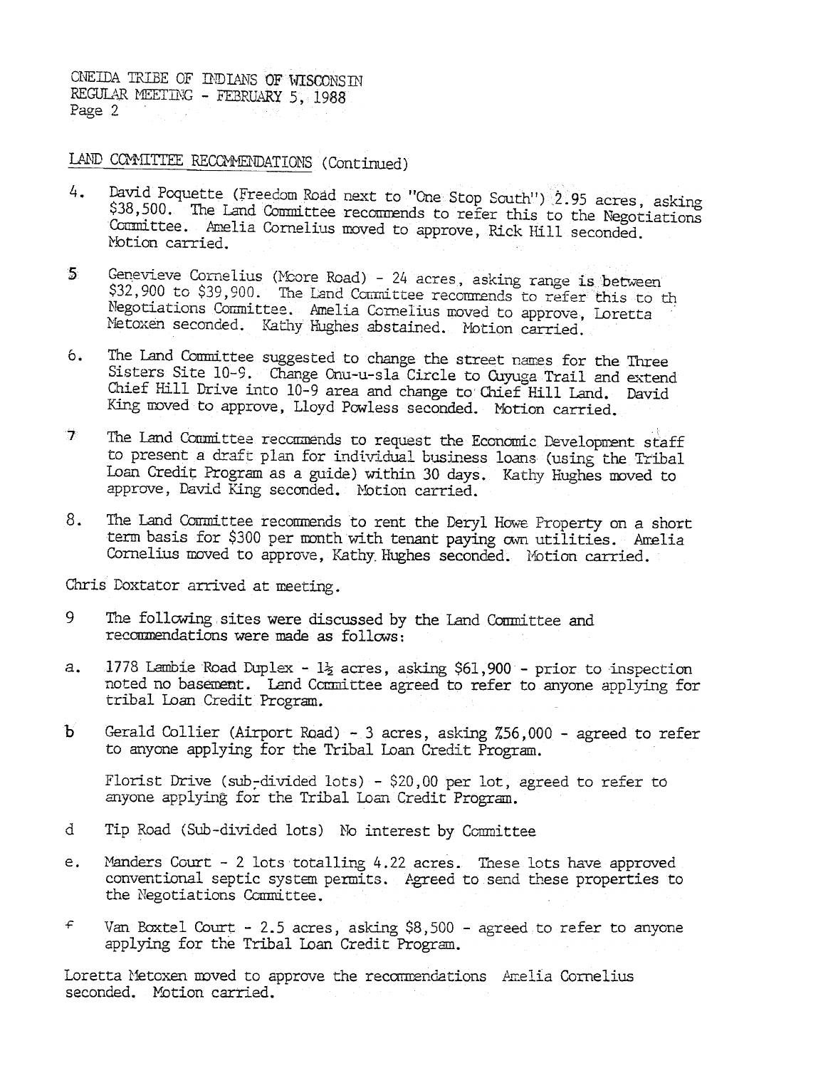LAND COMMITTEE RECOMMENDATIONS (Continued)

4. David Poquette (Freedom Road next to "One Stop South") 2.95 acres, asking $38,500. The Land Committee recommends to refer this to the Negotiations Committee. Amelia Cornelius moved to approve, Rick Hill seconded. Motion carried.

5 Genevieve Cornelius (Moore Road) - 24 acres, asking range is between $32,900 to $39,900. The Land Committee recommends to refer this to th Negotiations Committee. Amelia Cornelius moved to approve, Loretta Metoxen seconded. Kathy Hughes abstained. Motion carried.

6. The Land Committee suggested to change the street names for the Three Sisters Site 10-9. Change Onu-u-sla Circle to Cuyuga Trail and extend Chief Hill Drive into 10-9 area and change to Chief Hill Land. David King moved to approve, Lloyd Powless seconded. Motion carried.

7 The Land Committee recommends to request the Economic Development staff to present a draft plan for individual business loans (using the Tribal Loan Credit Program as a guide) within 30 days. Kathy Hughes moved to approve, David King seconded. Motion carried.

8. The Land Committee recommends to rent the Deryl Howe Property on a short term basis for $300 per month with tenant paying own utilities. Amelia Cornelius moved to approve, Kathy Hughes seconded. Motion carried.

Chris Doxtator arrived at meeting.

9 The following sites were discussed by the Land Committee and recommendations were made as follows:

a. 1778 Lambie Road Duplex - 1½ acres, asking $61,900 - prior to inspection noted no basement. Land Committee agreed to refer to anyone applying for tribal Loan Credit Program.

b Gerald Collier (Airport Road) - 3 acres, asking %56,000 - agreed to refer to anyone applying for the Tribal Loan Credit Program.

Florist Drive (sub-divided lots) - $20,00 per lot, agreed to refer to anyone applying for the Tribal Loan Credit Program.

d Tip Road (Sub-divided lots) No interest by Committee

e. Manders Court - 2 lots totalling 4.22 acres. These lots have approved conventional septic system permits. Agreed to send these properties to the Negotiations Committee.

f Van Boxtel Court - 2.5 acres, asking $8,500 - agreed to refer to anyone applying for the Tribal Loan Credit Program.

Loretta Metoxen moved to approve the recommendations Amelia Cornelius seconded. Motion carried.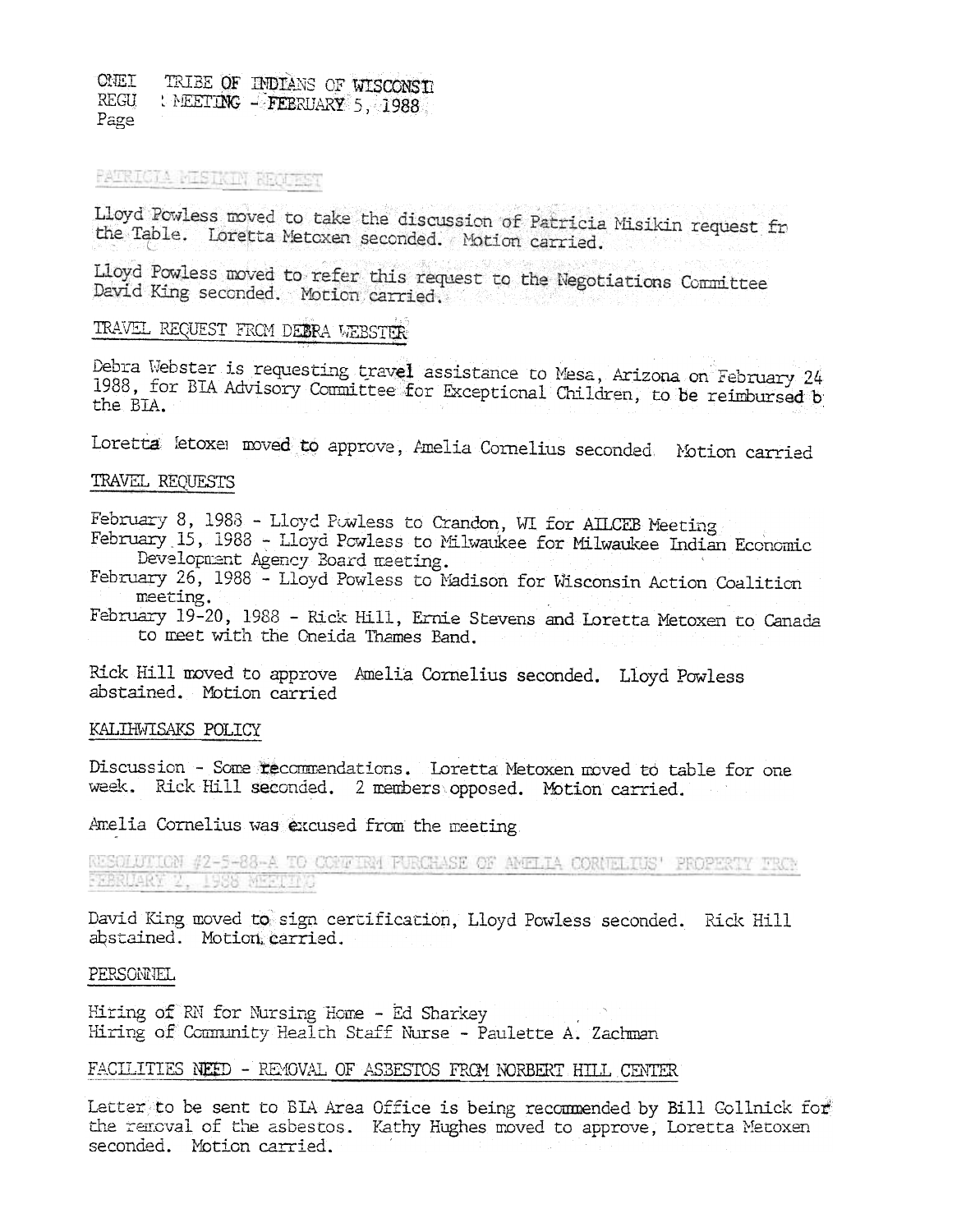## PATRICIA MISIKIN REQUEST

Lloyd Powless moved to take the discussion of Patricia Misikin request fr the Table. Loretta Metoxen seconded. Motion carried.

Lloyd Powless moved to refer this request to the Negotiations Committee David King seconded. Motion carried.

## TRAVEL REQUEST FROM DEBRA WEBSTER

Debra Webster is requesting travel assistance to Mesa, Arizona on February 24 1988, for BIA Advisory Committee for Exceptional Children, to be reimbursed b the BIA.

Loretta Metoxen moved to approve, Amelia Cornelius seconded. Motion carried

## TRAVEL REQUESTS

February 8, 1988 - Lloyd Powless to Crandon, WI for AILCEB Meeting
February 15, 1988 - Lloyd Powless to Milwaukee for Milwaukee Indian Economic Development Agency Board meeting.
February 26, 1988 - Lloyd Powless to Madison for Wisconsin Action Coalition meeting.
February 19-20, 1988 - Rick Hill, Ernie Stevens and Loretta Metoxen to Canada to meet with the Oneida Thames Band.

Rick Hill moved to approve Amelia Cornelius seconded. Lloyd Powless abstained. Motion carried

## KALIHWISAKS POLICY

Discussion - Some recommendations. Loretta Metoxen moved to table for one week. Rick Hill seconded. 2 members opposed. Motion carried.

Amelia Cornelius was excused from the meeting

## RESOLUTION #2-5-88-A TO CONFIRM PURCHASE OF AMELIA CORNELIUS' PROPERTY FROM FEBRUARY 2, 1988 MEETING

David King moved to sign certification, Lloyd Powless seconded. Rick Hill abstained. Motion carried.

## PERSONNEL

Hiring of RN for Nursing Home - Ed Sharkey
Hiring of Community Health Staff Nurse - Paulette A. Zachman

## FACILITIES NEED - REMOVAL OF ASBESTOS FROM NORBERT HILL CENTER

Letter to be sent to BIA Area Office is being recommended by Bill Gollnick for the removal of the asbestos. Kathy Hughes moved to approve, Loretta Metoxen seconded. Motion carried.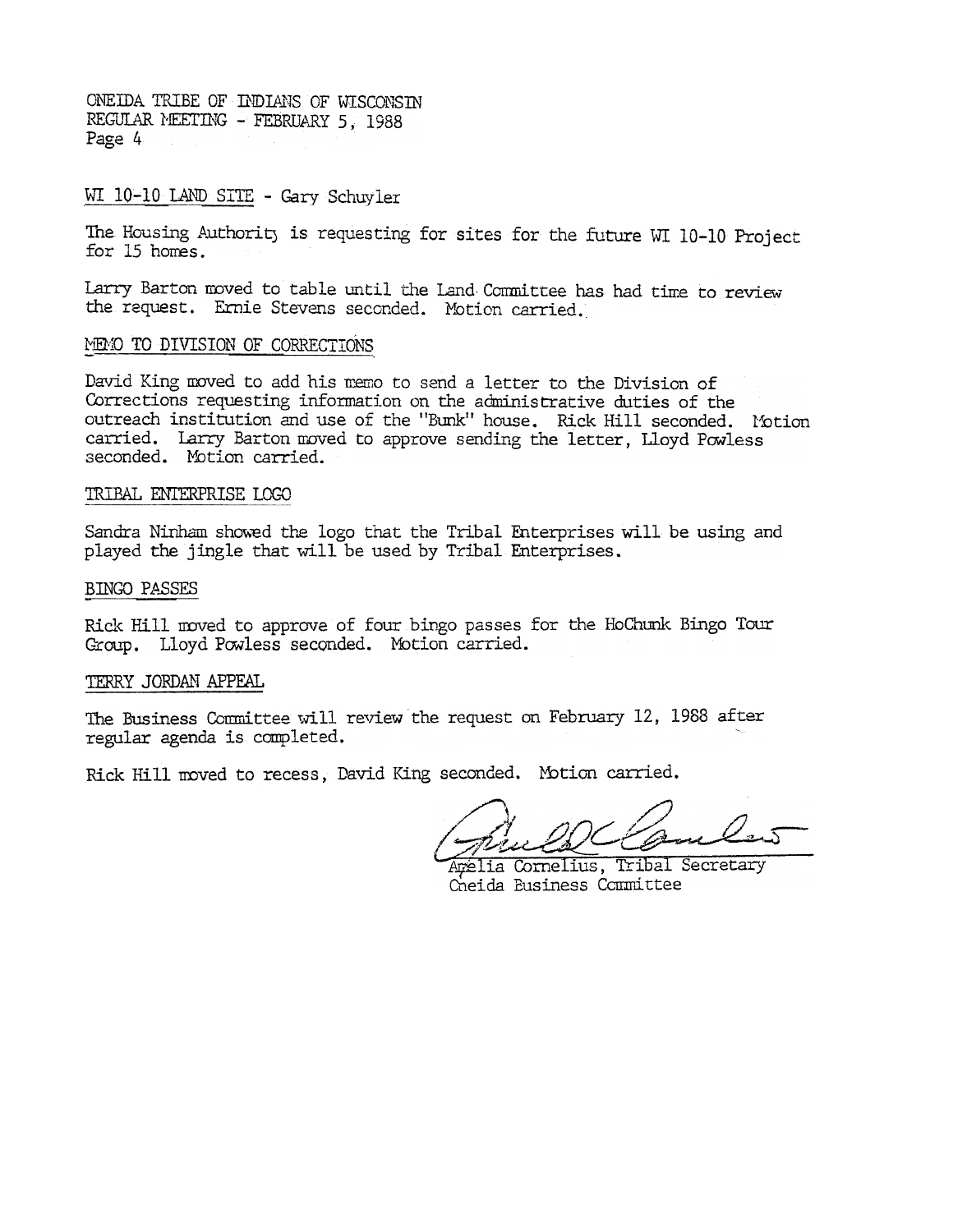ONEIDA TRIBE OF INDIANS OF WISCONSIN
REGULAR MEETING - FEBRUARY 5, 1988
Page 4

WI 10-10 LAND SITE - Gary Schuyler

The Housing Authority is requesting for sites for the future WI 10-10 Project for 15 homes.

Larry Barton moved to table until the Land Committee has had time to review the request. Ernie Stevens seconded. Motion carried.

MEMO TO DIVISION OF CORRECTIONS

David King moved to add his memo to send a letter to the Division of Corrections requesting information on the administrative duties of the outreach institution and use of the "Bunk" house. Rick Hill seconded. Motion carried. Larry Barton moved to approve sending the letter, Lloyd Powless seconded. Motion carried.

TRIBAL ENTERPRISE LOGO

Sandra Ninham showed the logo that the Tribal Enterprises will be using and played the jingle that will be used by Tribal Enterprises.

BINGO PASSES

Rick Hill moved to approve of four bingo passes for the HoChunk Bingo Tour Group. Lloyd Powless seconded. Motion carried.

TERRY JORDAN APPEAL

The Business Committee will review the request on February 12, 1988 after regular agenda is completed.

Rick Hill moved to recess, David King seconded. Motion carried.

Amelia Cornelius, Tribal Secretary
Oneida Business Committee